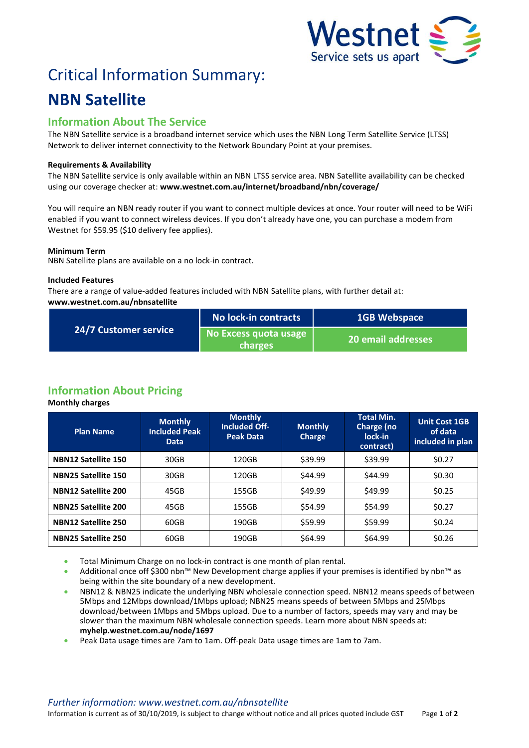Westnet
Service sets us apart

# Critical Information Summary:

# NBN Satellite

## Information About The Service

The NBN Satellite service is a broadband internet service which uses the NBN Long Term Satellite Service (LTSS) Network to deliver internet connectivity to the Network Boundary Point at your premises.

**Requirements & Availability**

The NBN Satellite service is only available within an NBN LTSS service area. NBN Satellite availability can be checked using our coverage checker at: **www.westnet.com.au/internet/broadband/nbn/coverage/**

You will require an NBN ready router if you want to connect multiple devices at once. Your router will need to be WiFi enabled if you want to connect wireless devices. If you don't already have one, you can purchase a modem from Westnet for $59.95 ($10 delivery fee applies).

**Minimum Term**

NBN Satellite plans are available on a no lock-in contract.

**Included Features**

There are a range of value-added features included with NBN Satellite plans, with further detail at:
**www.westnet.com.au/nbnsatellite**

| 24/7 Customer service | No lock-in contracts | 1GB Webspace |
|---|---|---|
| | No Excess quota usage charges | 20 email addresses |

## Information About Pricing

**Monthly charges**

| Plan Name | Monthly Included Peak Data | Monthly Included Off-Peak Data | Monthly Charge | Total Min. Charge (no lock-in contract) | Unit Cost 1GB of data included in plan |
|---|---|---|---|---|---|
| **NBN12 Satellite 150** | 30GB | 120GB | $39.99 | $39.99 | $0.27 |
| **NBN25 Satellite 150** | 30GB | 120GB | $44.99 | $44.99 | $0.30 |
| **NBN12 Satellite 200** | 45GB | 155GB | $49.99 | $49.99 | $0.25 |
| **NBN25 Satellite 200** | 45GB | 155GB | $54.99 | $54.99 | $0.27 |
| **NBN12 Satellite 250** | 60GB | 190GB | $59.99 | $59.99 | $0.24 |
| **NBN25 Satellite 250** | 60GB | 190GB | $64.99 | $64.99 | $0.26 |

- Total Minimum Charge on no lock-in contract is one month of plan rental.
- Additional once off $300 nbn™ New Development charge applies if your premises is identified by nbn™ as being within the site boundary of a new development.
- NBN12 & NBN25 indicate the underlying NBN wholesale connection speed. NBN12 means speeds of between 5Mbps and 12Mbps download/1Mbps upload; NBN25 means speeds of between 5Mbps and 25Mbps download/between 1Mbps and 5Mbps upload. Due to a number of factors, speeds may vary and may be slower than the maximum NBN wholesale connection speeds. Learn more about NBN speeds at: **myhelp.westnet.com.au/node/1697**
- Peak Data usage times are 7am to 1am. Off-peak Data usage times are 1am to 7am.

*Further information: www.westnet.com.au/nbnsatellite*

Information is current as of 30/10/2019, is subject to change without notice and all prices quoted include GST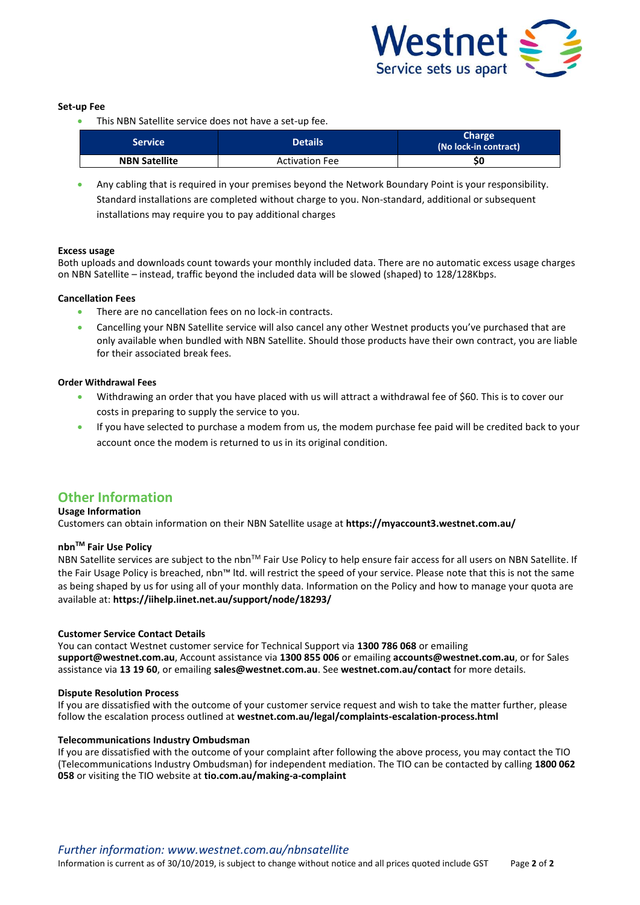### Set-up Fee

- This NBN Satellite service does not have a set-up fee.

| Service | Details | Charge (No lock-in contract) |
|---|---|---|
| NBN Satellite | Activation Fee | $0 |

- Any cabling that is required in your premises beyond the Network Boundary Point is your responsibility. Standard installations are completed without charge to you. Non-standard, additional or subsequent installations may require you to pay additional charges

### Excess usage

Both uploads and downloads count towards your monthly included data. There are no automatic excess usage charges on NBN Satellite – instead, traffic beyond the included data will be slowed (shaped) to 128/128Kbps.

### Cancellation Fees

- There are no cancellation fees on no lock-in contracts.
- Cancelling your NBN Satellite service will also cancel any other Westnet products you've purchased that are only available when bundled with NBN Satellite. Should those products have their own contract, you are liable for their associated break fees.

### Order Withdrawal Fees

- Withdrawing an order that you have placed with us will attract a withdrawal fee of $60. This is to cover our costs in preparing to supply the service to you.
- If you have selected to purchase a modem from us, the modem purchase fee paid will be credited back to your account once the modem is returned to us in its original condition.

## Other Information

### Usage Information

Customers can obtain information on their NBN Satellite usage at **https://myaccount3.westnet.com.au/**

### nbn™ Fair Use Policy

NBN Satellite services are subject to the nbn™ Fair Use Policy to help ensure fair access for all users on NBN Satellite. If the Fair Usage Policy is breached, nbn™ ltd. will restrict the speed of your service. Please note that this is not the same as being shaped by us for using all of your monthly data. Information on the Policy and how to manage your quota are available at: **https://iihelp.iinet.net.au/support/node/18293/**

### Customer Service Contact Details

You can contact Westnet customer service for Technical Support via **1300 786 068** or emailing **support@westnet.com.au**, Account assistance via **1300 855 006** or emailing **accounts@westnet.com.au**, or for Sales assistance via **13 19 60**, or emailing **sales@westnet.com.au**. See **westnet.com.au/contact** for more details.

### Dispute Resolution Process

If you are dissatisfied with the outcome of your customer service request and wish to take the matter further, please follow the escalation process outlined at **westnet.com.au/legal/complaints-escalation-process.html**

### Telecommunications Industry Ombudsman

If you are dissatisfied with the outcome of your complaint after following the above process, you may contact the TIO (Telecommunications Industry Ombudsman) for independent mediation. The TIO can be contacted by calling **1800 062 058** or visiting the TIO website at **tio.com.au/making-a-complaint**

*Further information: www.westnet.com.au/nbnsatellite*

Information is current as of 30/10/2019, is subject to change without notice and all prices quoted include GST